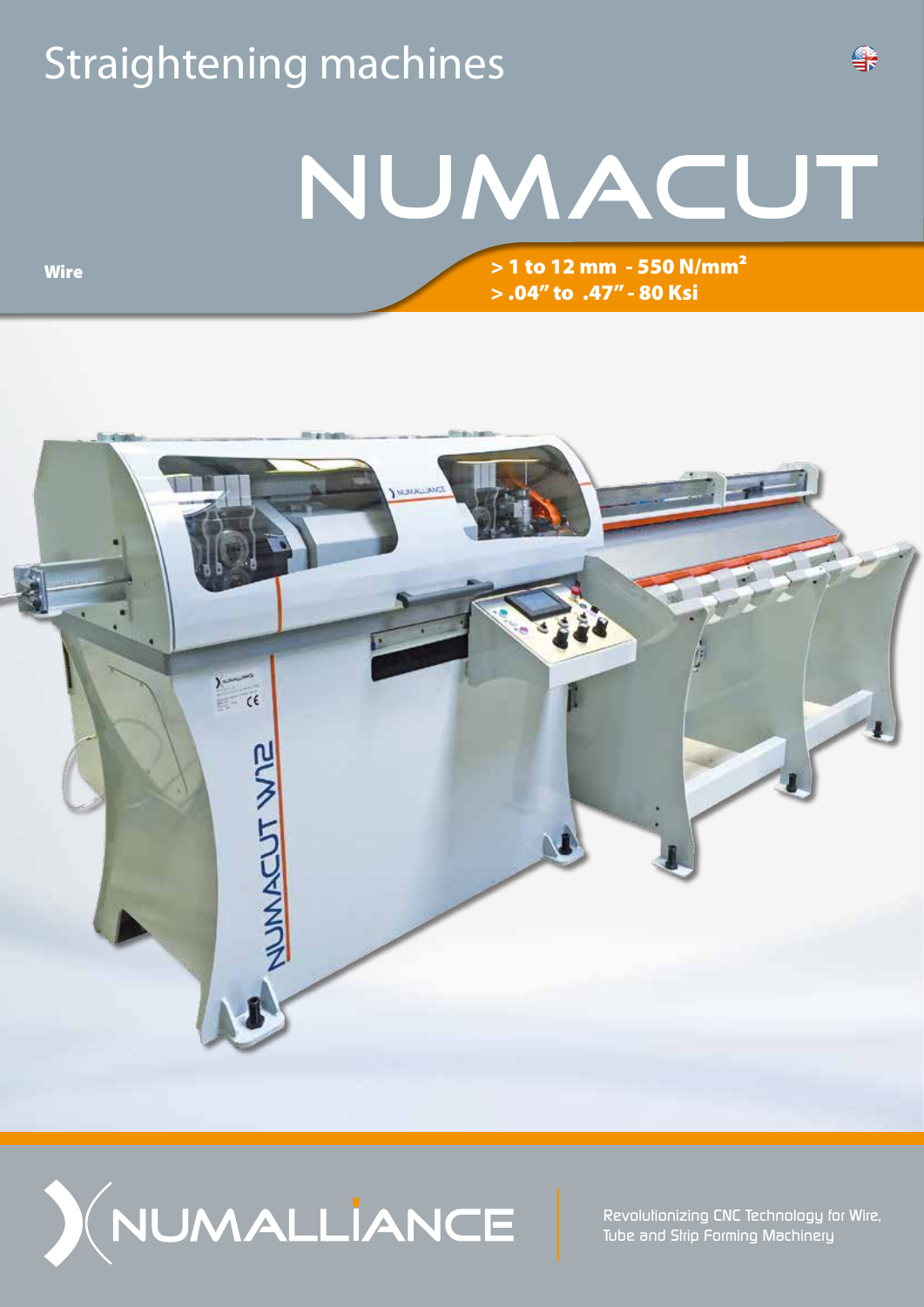# Straightening machines

# NUMACUT

**Wire**

**> 1 to 12 mm - 550 N/mm²**
**> .04" to .47" - 80 Ksi**

NUMALLIANCE

Revolutionizing CNC Technology for Wire, Tube and Strip Forming Machinery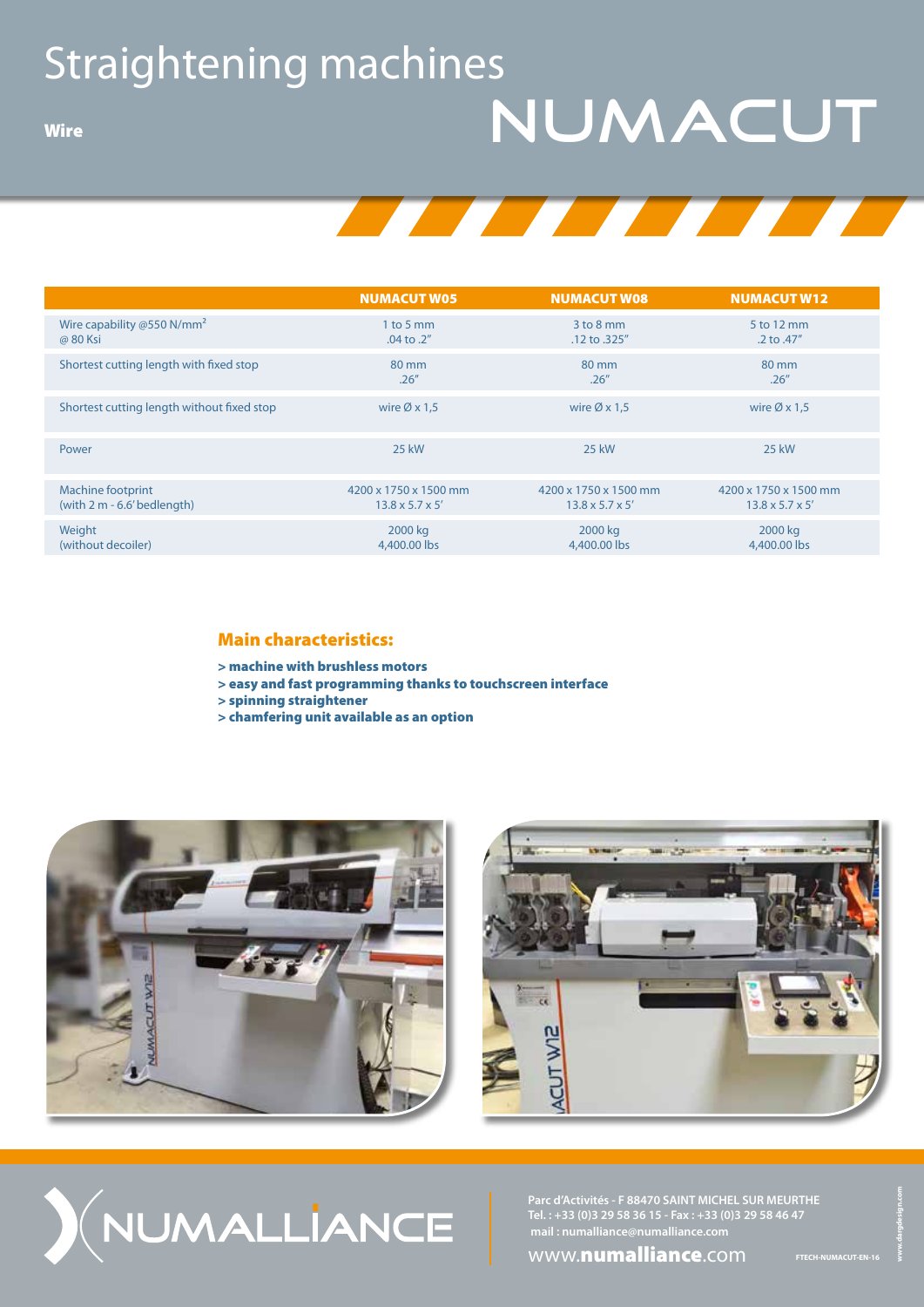# Straightening machines

**Wire**

# NUMACUT

| | NUMACUT W05 | NUMACUT W08 | NUMACUT W12 |
|---|---|---|---|
| Wire capability @550 N/mm² @ 80 Ksi | 1 to 5 mm .04 to .2" | 3 to 8 mm .12 to .325" | 5 to 12 mm .2 to .47" |
| Shortest cutting length with fixed stop | 80 mm .26" | 80 mm .26" | 80 mm .26" |
| Shortest cutting length without fixed stop | wire Ø x 1,5 | wire Ø x 1,5 | wire Ø x 1,5 |
| Power | 25 kW | 25 kW | 25 kW |
| Machine footprint (with 2 m - 6.6' bedlength) | 4200 x 1750 x 1500 mm 13.8 x 5.7 x 5' | 4200 x 1750 x 1500 mm 13.8 x 5.7 x 5' | 4200 x 1750 x 1500 mm 13.8 x 5.7 x 5' |
| Weight (without decoiler) | 2000 kg 4,400.00 lbs | 2000 kg 4,400.00 lbs | 2000 kg 4,400.00 lbs |

## Main characteristics:

**> machine with brushless motors**
**> easy and fast programming thanks to touchscreen interface**
**> spinning straightener**
**> chamfering unit available as an option**

NUMALLIANCE

Parc d'Activités - F 88470 SAINT MICHEL SUR MEURTHE
Tel. : +33 (0)3 29 58 36 15 - Fax : +33 (0)3 29 58 46 47
mail : numalliance@numalliance.com

www.**numalliance**.com

FTECH-NUMACUT-EN-16